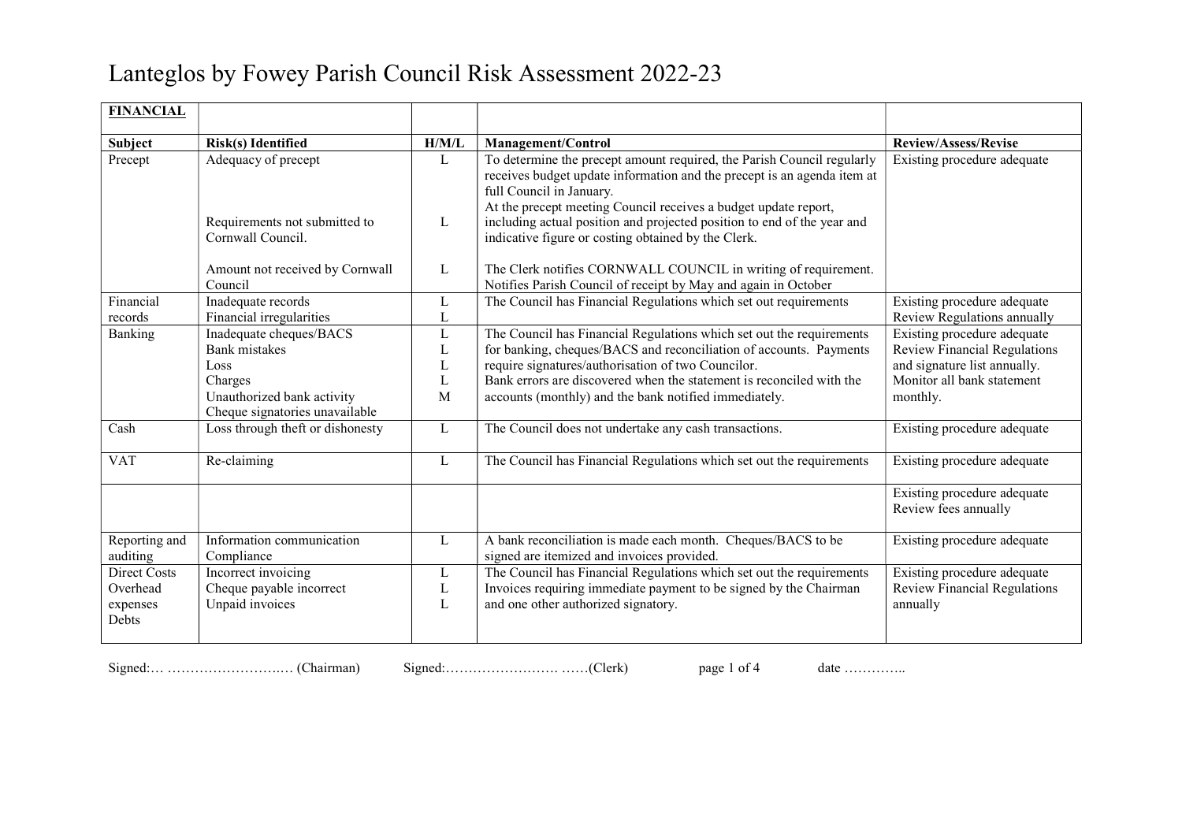# Lanteglos by Fowey Parish Council Risk Assessment 2022-23

| **FINANCIAL** | | | | |
|---|---|---|---|---|
| **Subject** | **Risk(s) Identified** | **H/M/L** | **Management/Control** | **Review/Assess/Revise** |
| Precept | Adequacy of precept<br><br><br><br>Requirements not submitted to Cornwall Council.<br><br>Amount not received by Cornwall Council | L<br><br><br><br>L<br><br><br>L | To determine the precept amount required, the Parish Council regularly receives budget update information and the precept is an agenda item at full Council in January.<br>At the precept meeting Council receives a budget update report, including actual position and projected position to end of the year and indicative figure or costing obtained by the Clerk.<br><br>The Clerk notifies CORNWALL COUNCIL in writing of requirement. Notifies Parish Council of receipt by May and again in October | Existing procedure adequate |
| Financial records | Inadequate records<br>Financial irregularities | L<br>L | The Council has Financial Regulations which set out requirements | Existing procedure adequate<br>Review Regulations annually |
| Banking | Inadequate cheques/BACS<br>Bank mistakes<br>Loss<br>Charges<br>Unauthorized bank activity<br>Cheque signatories unavailable | L<br>L<br>L<br>L<br>M | The Council has Financial Regulations which set out the requirements for banking, cheques/BACS and reconciliation of accounts. Payments require signatures/authorisation of two Councilor.<br>Bank errors are discovered when the statement is reconciled with the accounts (monthly) and the bank notified immediately. | Existing procedure adequate<br>Review Financial Regulations and signature list annually.<br>Monitor all bank statement monthly. |
| Cash | Loss through theft or dishonesty | L | The Council does not undertake any cash transactions. | Existing procedure adequate |
| VAT | Re-claiming | L | The Council has Financial Regulations which set out the requirements | Existing procedure adequate |
| | | | | Existing procedure adequate<br>Review fees annually |
| Reporting and auditing | Information communication<br>Compliance | L | A bank reconciliation is made each month. Cheques/BACS to be signed are itemized and invoices provided. | Existing procedure adequate |
| Direct Costs<br>Overhead expenses<br>Debts | Incorrect invoicing<br>Cheque payable incorrect<br>Unpaid invoices | L<br>L<br>L | The Council has Financial Regulations which set out the requirements<br>Invoices requiring immediate payment to be signed by the Chairman and one other authorized signatory. | Existing procedure adequate<br>Review Financial Regulations annually |

Signed:… ……………………..… (Chairman)  Signed:……………………. ……(Clerk)  date …………..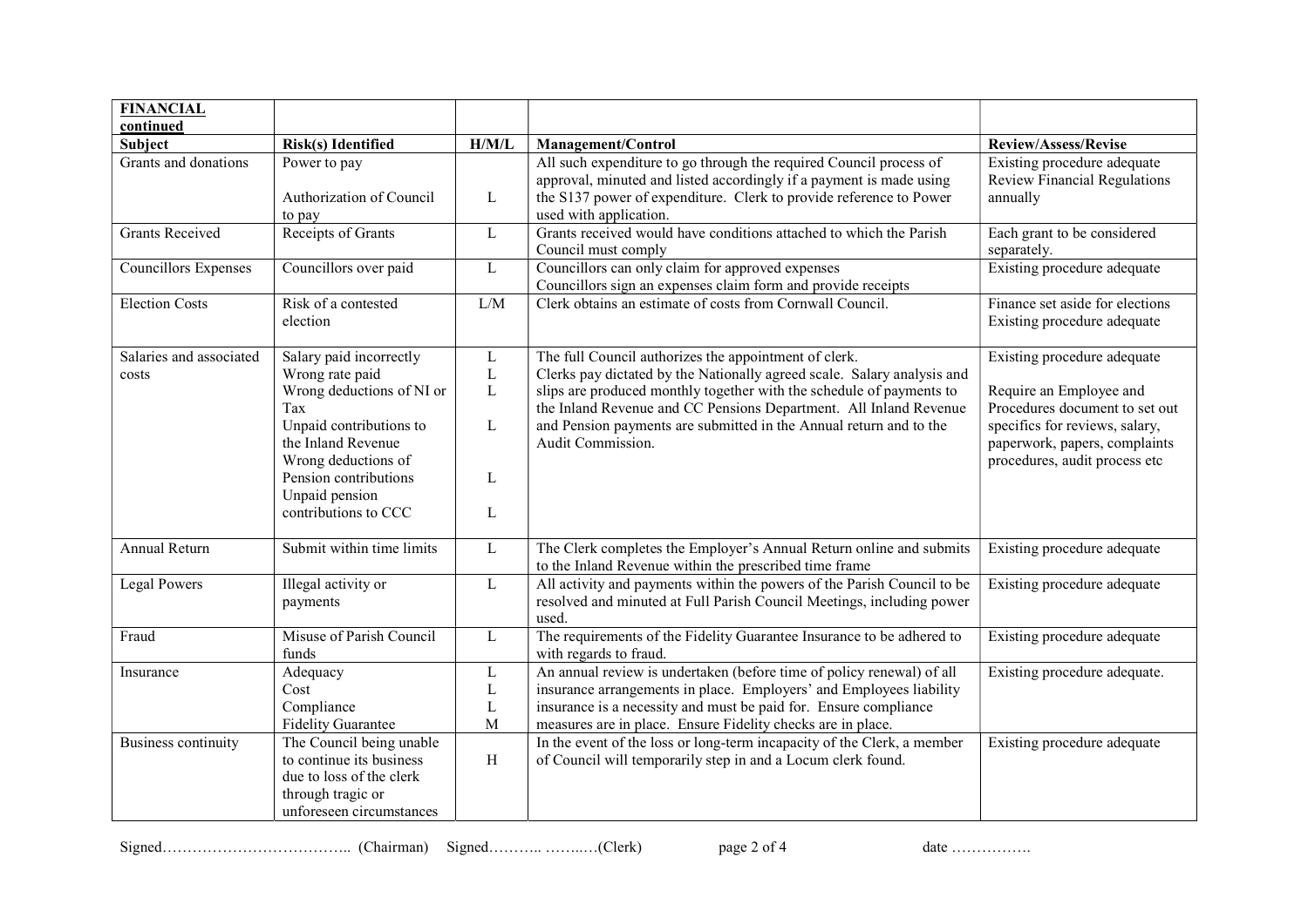| **FINANCIAL continued** | | | | |
|---|---|---|---|---|
| **Subject** | **Risk(s) Identified** | **H/M/L** | **Management/Control** | **Review/Assess/Revise** |
| Grants and donations | Power to pay<br><br>Authorization of Council to pay | L | All such expenditure to go through the required Council process of approval, minuted and listed accordingly if a payment is made using the S137 power of expenditure. Clerk to provide reference to Power used with application. | Existing procedure adequate Review Financial Regulations annually |
| Grants Received | Receipts of Grants | L | Grants received would have conditions attached to which the Parish Council must comply | Each grant to be considered separately. |
| Councillors Expenses | Councillors over paid | L | Councillors can only claim for approved expenses<br>Councillors sign an expenses claim form and provide receipts | Existing procedure adequate |
| Election Costs | Risk of a contested election | L/M | Clerk obtains an estimate of costs from Cornwall Council. | Finance set aside for elections Existing procedure adequate |
| Salaries and associated costs | Salary paid incorrectly<br>Wrong rate paid<br>Wrong deductions of NI or Tax<br>Unpaid contributions to the Inland Revenue<br>Wrong deductions of Pension contributions<br>Unpaid pension contributions to CCC | L<br>L<br>L<br><br>L<br><br>L<br><br>L | The full Council authorizes the appointment of clerk.<br>Clerks pay dictated by the Nationally agreed scale. Salary analysis and slips are produced monthly together with the schedule of payments to the Inland Revenue and CC Pensions Department. All Inland Revenue and Pension payments are submitted in the Annual return and to the Audit Commission. | Existing procedure adequate<br><br>Require an Employee and Procedures document to set out specifics for reviews, salary, paperwork, papers, complaints procedures, audit process etc |
| Annual Return | Submit within time limits | L | The Clerk completes the Employer's Annual Return online and submits to the Inland Revenue within the prescribed time frame | Existing procedure adequate |
| Legal Powers | Illegal activity or payments | L | All activity and payments within the powers of the Parish Council to be resolved and minuted at Full Parish Council Meetings, including power used. | Existing procedure adequate |
| Fraud | Misuse of Parish Council funds | L | The requirements of the Fidelity Guarantee Insurance to be adhered to with regards to fraud. | Existing procedure adequate |
| Insurance | Adequacy<br>Cost<br>Compliance<br>Fidelity Guarantee | L<br>L<br>L<br>M | An annual review is undertaken (before time of policy renewal) of all insurance arrangements in place. Employers' and Employees liability insurance is a necessity and must be paid for. Ensure compliance measures are in place. Ensure Fidelity checks are in place. | Existing procedure adequate. |
| Business continuity | The Council being unable to continue its business due to loss of the clerk through tragic or unforeseen circumstances | H | In the event of the loss or long-term incapacity of the Clerk, a member of Council will temporarily step in and a Locum clerk found. | Existing procedure adequate |

Signed……………………………….. (Chairman) Signed……….. ……..…(Clerk) date …………….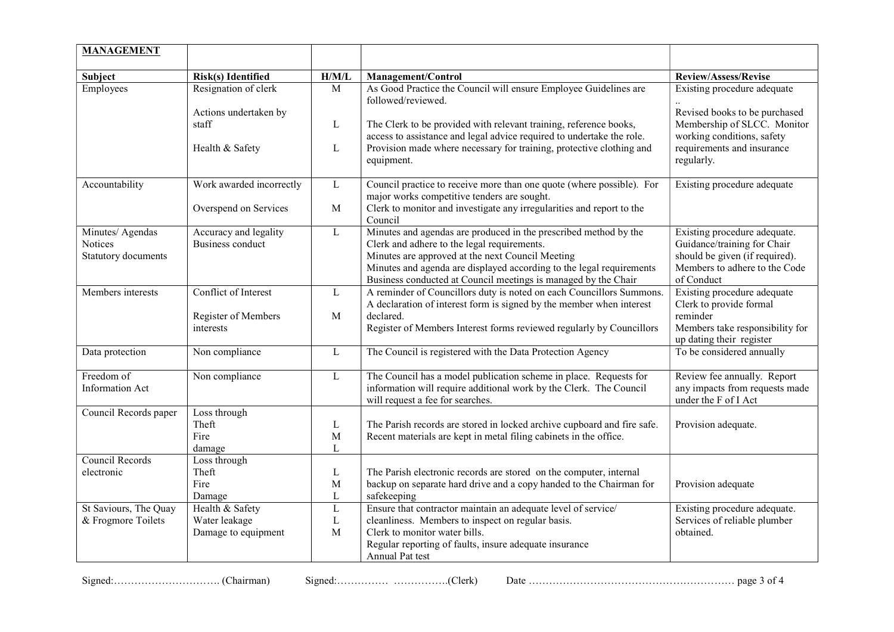| **MANAGEMENT** | | | | |
|---|---|---|---|---|
| **Subject** | **Risk(s) Identified** | **H/M/L** | **Management/Control** | **Review/Assess/Revise** |
| Employees | Resignation of clerk<br><br>Actions undertaken by staff<br><br>Health & Safety | M<br><br>L<br><br>L | As Good Practice the Council will ensure Employee Guidelines are followed/reviewed.<br><br>The Clerk to be provided with relevant training, reference books, access to assistance and legal advice required to undertake the role.<br>Provision made where necessary for training, protective clothing and equipment. | Existing procedure adequate<br>..<br>Revised books to be purchased Membership of SLCC. Monitor working conditions, safety requirements and insurance regularly. |
| Accountability | Work awarded incorrectly<br><br>Overspend on Services | L<br><br>M | Council practice to receive more than one quote (where possible). For major works competitive tenders are sought.<br>Clerk to monitor and investigate any irregularities and report to the Council | Existing procedure adequate |
| Minutes/ Agendas<br>Notices<br>Statutory documents | Accuracy and legality<br>Business conduct | L | Minutes and agendas are produced in the prescribed method by the Clerk and adhere to the legal requirements.<br>Minutes are approved at the next Council Meeting<br>Minutes and agenda are displayed according to the legal requirements<br>Business conducted at Council meetings is managed by the Chair | Existing procedure adequate.<br>Guidance/training for Chair should be given (if required).<br>Members to adhere to the Code of Conduct |
| Members interests | Conflict of Interest<br><br>Register of Members interests | L<br><br>M | A reminder of Councillors duty is noted on each Councillors Summons.<br>A declaration of interest form is signed by the member when interest declared.<br>Register of Members Interest forms reviewed regularly by Councillors | Existing procedure adequate<br>Clerk to provide formal reminder<br>Members take responsibility for up dating their register |
| Data protection | Non compliance | L | The Council is registered with the Data Protection Agency | To be considered annually |
| Freedom of Information Act | Non compliance | L | The Council has a model publication scheme in place. Requests for information will require additional work by the Clerk. The Council will request a fee for searches. | Review fee annually. Report any impacts from requests made under the F of I Act |
| Council Records paper | Loss through<br>Theft<br>Fire<br>damage | <br>L<br>M<br>L | The Parish records are stored in locked archive cupboard and fire safe.<br>Recent materials are kept in metal filing cabinets in the office. | Provision adequate. |
| Council Records electronic | Loss through<br>Theft<br>Fire<br>Damage | <br>L<br>M<br>L | The Parish electronic records are stored on the computer, internal backup on separate hard drive and a copy handed to the Chairman for safekeeping | Provision adequate |
| St Saviours, The Quay & Frogmore Toilets | Health & Safety<br>Water leakage<br>Damage to equipment | L<br>L<br>M | Ensure that contractor maintain an adequate level of service/ cleanliness. Members to inspect on regular basis.<br>Clerk to monitor water bills.<br>Regular reporting of faults, insure adequate insurance<br>Annual Pat test | Existing procedure adequate.<br>Services of reliable plumber obtained. |

Signed:…………………………. (Chairman) Signed:…………… …………….(Clerk) Date ……………………………………………………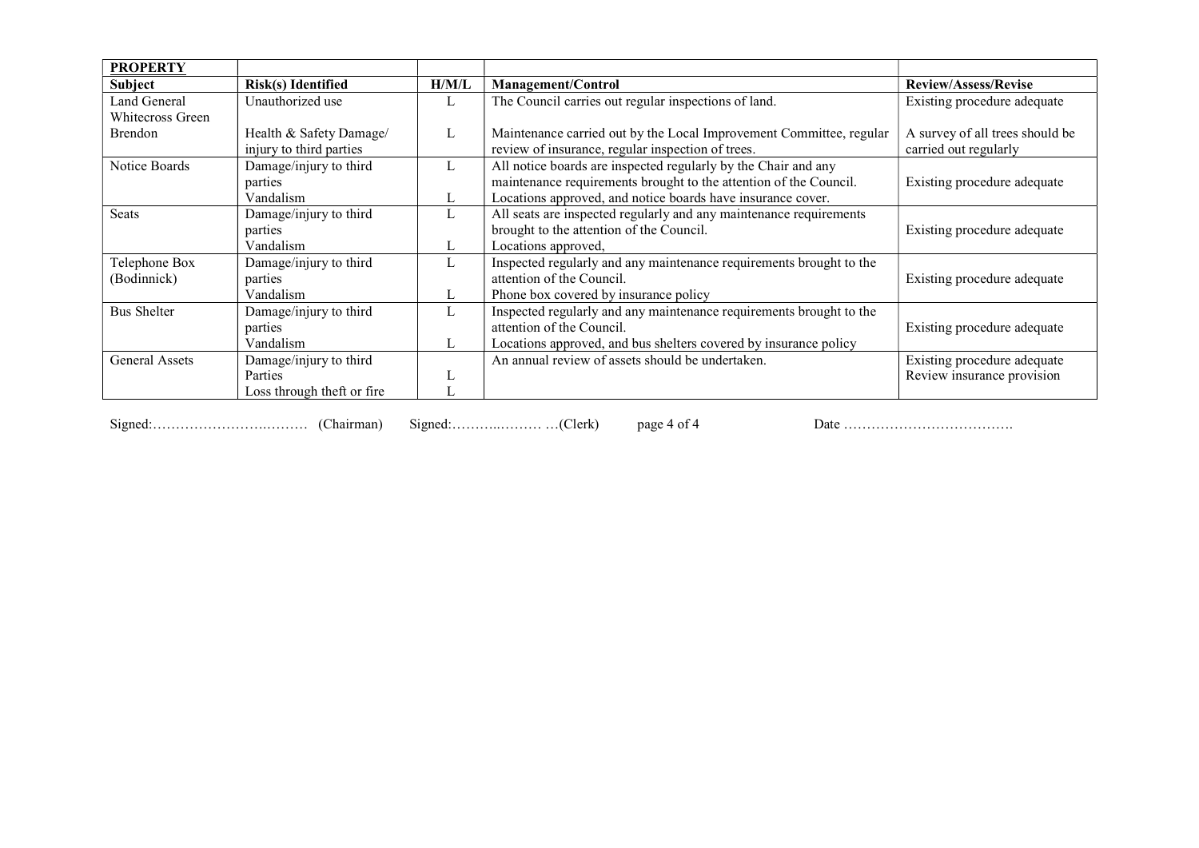| PROPERTY | | | | |
|---|---|---|---|---|
| **Subject** | **Risk(s) Identified** | **H/M/L** | **Management/Control** | **Review/Assess/Revise** |
| Land General Whitecross Green Brendon | Unauthorized use<br><br>Health & Safety Damage/ injury to third parties | L<br><br>L | The Council carries out regular inspections of land.<br><br>Maintenance carried out by the Local Improvement Committee, regular review of insurance, regular inspection of trees. | Existing procedure adequate<br><br>A survey of all trees should be carried out regularly |
| Notice Boards | Damage/injury to third parties<br>Vandalism | L<br><br>L | All notice boards are inspected regularly by the Chair and any maintenance requirements brought to the attention of the Council.<br>Locations approved, and notice boards have insurance cover. | Existing procedure adequate |
| Seats | Damage/injury to third parties<br>Vandalism | L<br><br>L | All seats are inspected regularly and any maintenance requirements brought to the attention of the Council.<br>Locations approved, | Existing procedure adequate |
| Telephone Box (Bodinnick) | Damage/injury to third parties<br>Vandalism | L<br><br>L | Inspected regularly and any maintenance requirements brought to the attention of the Council.<br>Phone box covered by insurance policy | Existing procedure adequate |
| Bus Shelter | Damage/injury to third parties<br>Vandalism | L<br><br>L | Inspected regularly and any maintenance requirements brought to the attention of the Council.<br>Locations approved, and bus shelters covered by insurance policy | Existing procedure adequate |
| General Assets | Damage/injury to third Parties<br>Loss through theft or fire | L<br>L | An annual review of assets should be undertaken. | Existing procedure adequate<br>Review insurance provision |

Signed:…………………….……… (Chairman) Signed:………..……… …(Clerk) Date ……………………………….